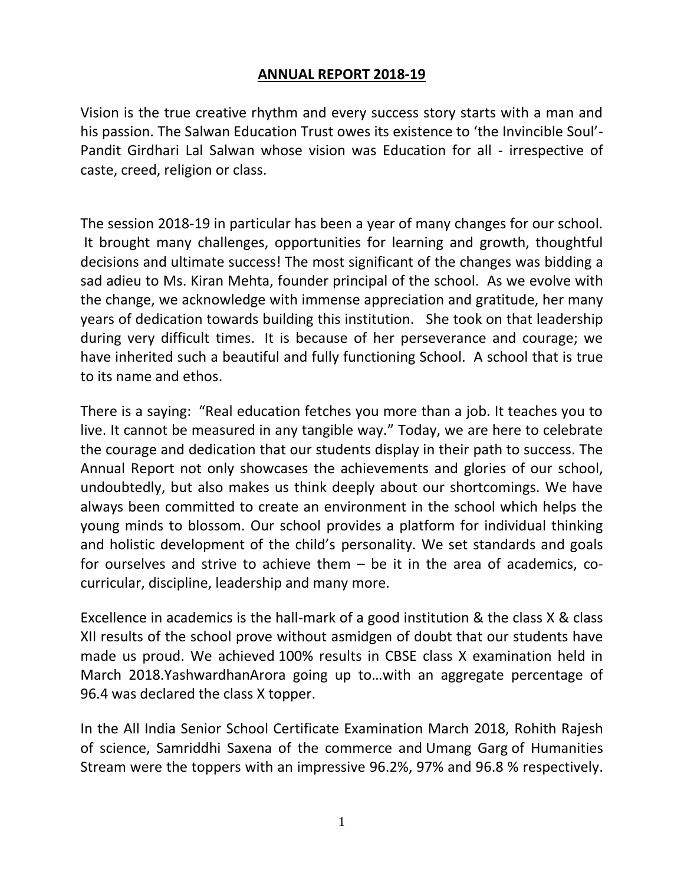# ANNUAL REPORT 2018-19

Vision is the true creative rhythm and every success story starts with a man and his passion. The Salwan Education Trust owes its existence to 'the Invincible Soul'- Pandit Girdhari Lal Salwan whose vision was Education for all - irrespective of caste, creed, religion or class.

The session 2018-19 in particular has been a year of many changes for our school. It brought many challenges, opportunities for learning and growth, thoughtful decisions and ultimate success! The most significant of the changes was bidding a sad adieu to Ms. Kiran Mehta, founder principal of the school. As we evolve with the change, we acknowledge with immense appreciation and gratitude, her many years of dedication towards building this institution. She took on that leadership during very difficult times. It is because of her perseverance and courage; we have inherited such a beautiful and fully functioning School. A school that is true to its name and ethos.

There is a saying: "Real education fetches you more than a job. It teaches you to live. It cannot be measured in any tangible way." Today, we are here to celebrate the courage and dedication that our students display in their path to success. The Annual Report not only showcases the achievements and glories of our school, undoubtedly, but also makes us think deeply about our shortcomings. We have always been committed to create an environment in the school which helps the young minds to blossom. Our school provides a platform for individual thinking and holistic development of the child's personality. We set standards and goals for ourselves and strive to achieve them – be it in the area of academics, co-curricular, discipline, leadership and many more.

Excellence in academics is the hall-mark of a good institution & the class X & class XII results of the school prove without asmidgen of doubt that our students have made us proud. We achieved 100% results in CBSE class X examination held in March 2018.YashwardhanArora going up to…with an aggregate percentage of 96.4 was declared the class X topper.

In the All India Senior School Certificate Examination March 2018, Rohith Rajesh of science, Samriddhi Saxena of the commerce and Umang Garg of Humanities Stream were the toppers with an impressive 96.2%, 97% and 96.8 % respectively.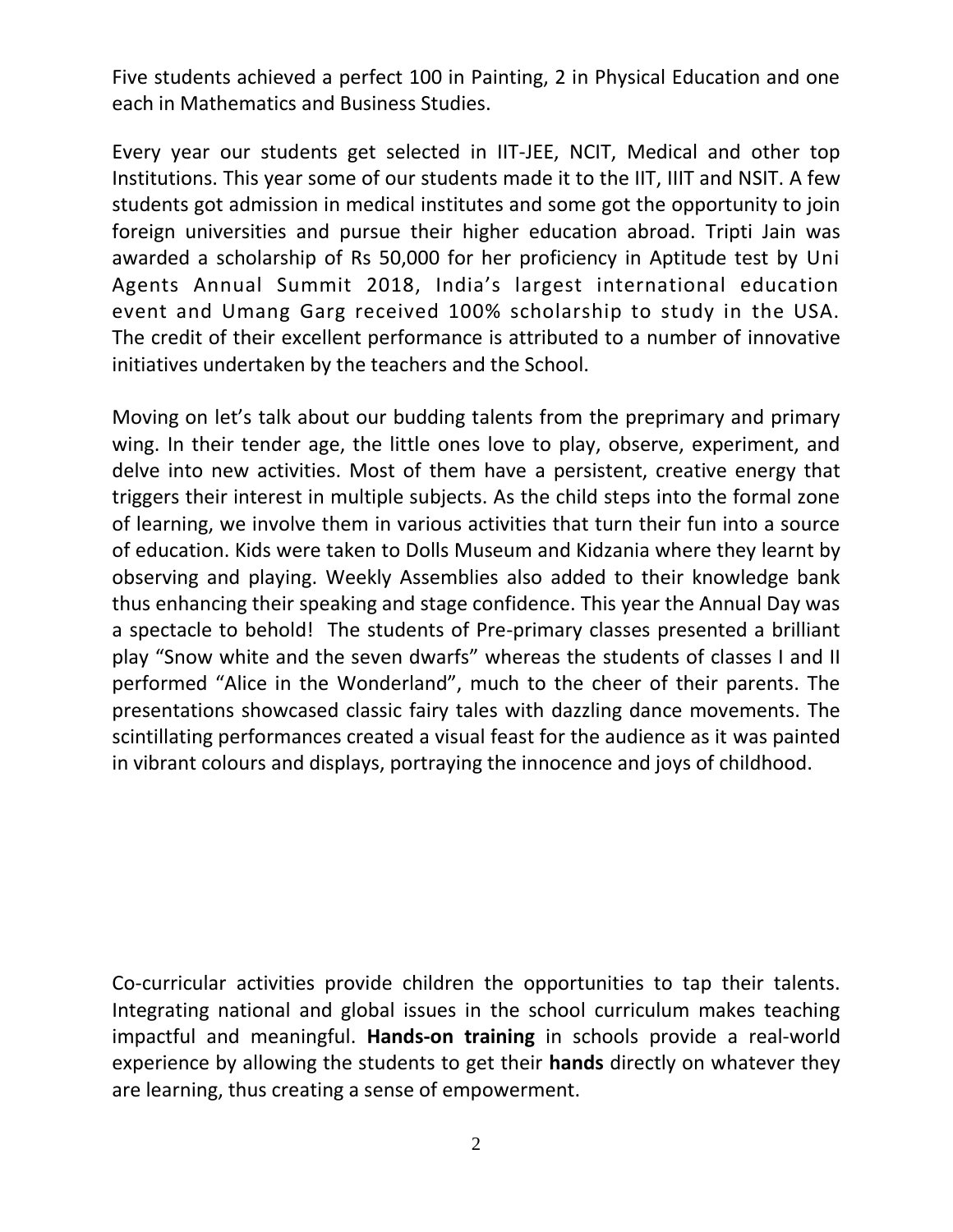Five students achieved a perfect 100 in Painting, 2 in Physical Education and one each in Mathematics and Business Studies.

Every year our students get selected in IIT-JEE, NCIT, Medical and other top Institutions. This year some of our students made it to the IIT, IIIT and NSIT. A few students got admission in medical institutes and some got the opportunity to join foreign universities and pursue their higher education abroad. Tripti Jain was awarded a scholarship of Rs 50,000 for her proficiency in Aptitude test by Uni Agents Annual Summit 2018, India's largest international education event and Umang Garg received 100% scholarship to study in the USA. The credit of their excellent performance is attributed to a number of innovative initiatives undertaken by the teachers and the School.

Moving on let's talk about our budding talents from the preprimary and primary wing. In their tender age, the little ones love to play, observe, experiment, and delve into new activities. Most of them have a persistent, creative energy that triggers their interest in multiple subjects. As the child steps into the formal zone of learning, we involve them in various activities that turn their fun into a source of education. Kids were taken to Dolls Museum and Kidzania where they learnt by observing and playing. Weekly Assemblies also added to their knowledge bank thus enhancing their speaking and stage confidence. This year the Annual Day was a spectacle to behold! The students of Pre-primary classes presented a brilliant play "Snow white and the seven dwarfs" whereas the students of classes I and II performed "Alice in the Wonderland", much to the cheer of their parents. The presentations showcased classic fairy tales with dazzling dance movements. The scintillating performances created a visual feast for the audience as it was painted in vibrant colours and displays, portraying the innocence and joys of childhood.

Co-curricular activities provide children the opportunities to tap their talents. Integrating national and global issues in the school curriculum makes teaching impactful and meaningful. **Hands-on training** in schools provide a real-world experience by allowing the students to get their **hands** directly on whatever they are learning, thus creating a sense of empowerment.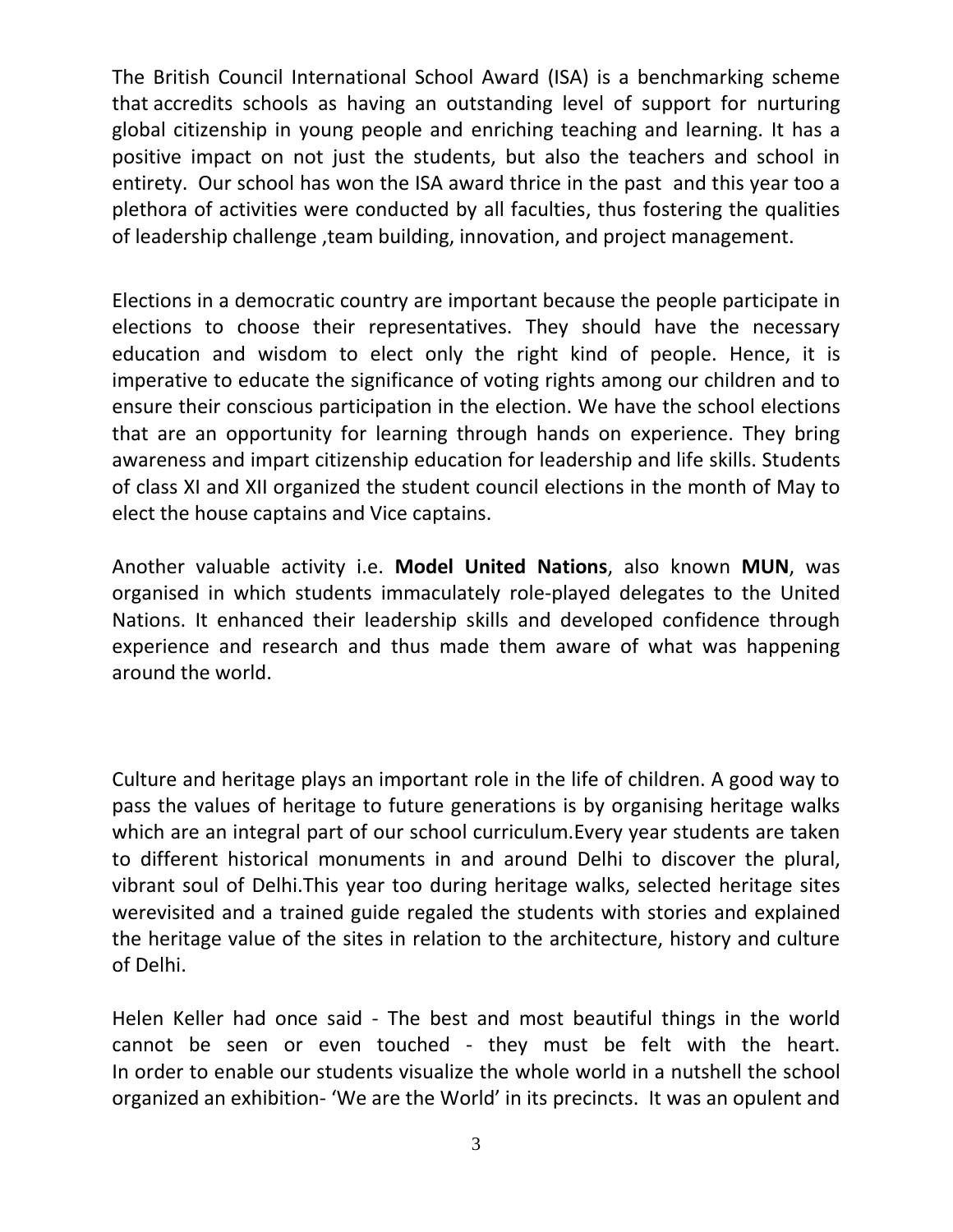The British Council International School Award (ISA) is a benchmarking scheme that accredits schools as having an outstanding level of support for nurturing global citizenship in young people and enriching teaching and learning. It has a positive impact on not just the students, but also the teachers and school in entirety. Our school has won the ISA award thrice in the past and this year too a plethora of activities were conducted by all faculties, thus fostering the qualities of leadership challenge ,team building, innovation, and project management.

Elections in a democratic country are important because the people participate in elections to choose their representatives. They should have the necessary education and wisdom to elect only the right kind of people. Hence, it is imperative to educate the significance of voting rights among our children and to ensure their conscious participation in the election. We have the school elections that are an opportunity for learning through hands on experience. They bring awareness and impart citizenship education for leadership and life skills. Students of class XI and XII organized the student council elections in the month of May to elect the house captains and Vice captains.

Another valuable activity i.e. **Model United Nations**, also known **MUN**, was organised in which students immaculately role-played delegates to the United Nations. It enhanced their leadership skills and developed confidence through experience and research and thus made them aware of what was happening around the world.

Culture and heritage plays an important role in the life of children. A good way to pass the values of heritage to future generations is by organising heritage walks which are an integral part of our school curriculum.Every year students are taken to different historical monuments in and around Delhi to discover the plural, vibrant soul of Delhi.This year too during heritage walks, selected heritage sites werevisited and a trained guide regaled the students with stories and explained the heritage value of the sites in relation to the architecture, history and culture of Delhi.

Helen Keller had once said - The best and most beautiful things in the world cannot be seen or even touched - they must be felt with the heart. In order to enable our students visualize the whole world in a nutshell the school organized an exhibition- 'We are the World' in its precincts. It was an opulent and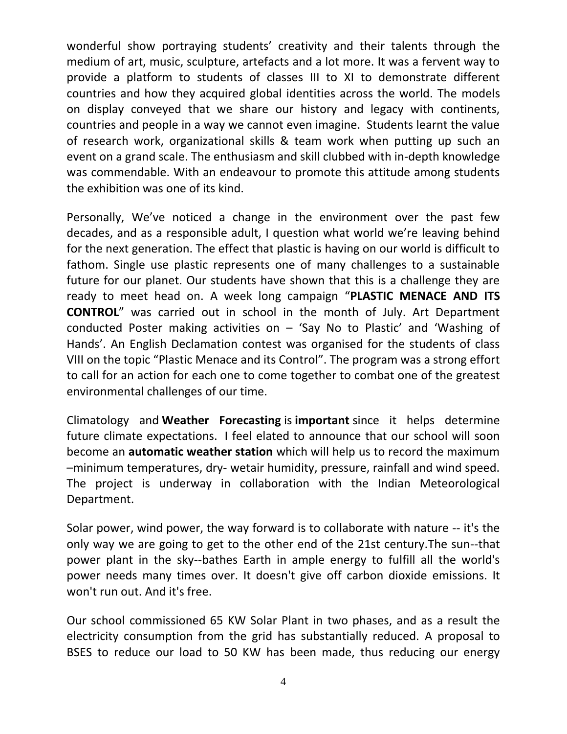wonderful show portraying students' creativity and their talents through the medium of art, music, sculpture, artefacts and a lot more. It was a fervent way to provide a platform to students of classes III to XI to demonstrate different countries and how they acquired global identities across the world. The models on display conveyed that we share our history and legacy with continents, countries and people in a way we cannot even imagine. Students learnt the value of research work, organizational skills & team work when putting up such an event on a grand scale. The enthusiasm and skill clubbed with in-depth knowledge was commendable. With an endeavour to promote this attitude among students the exhibition was one of its kind.

Personally, We've noticed a change in the environment over the past few decades, and as a responsible adult, I question what world we're leaving behind for the next generation. The effect that plastic is having on our world is difficult to fathom. Single use plastic represents one of many challenges to a sustainable future for our planet. Our students have shown that this is a challenge they are ready to meet head on. A week long campaign "**PLASTIC MENACE AND ITS CONTROL**" was carried out in school in the month of July. Art Department conducted Poster making activities on – 'Say No to Plastic' and 'Washing of Hands'. An English Declamation contest was organised for the students of class VIII on the topic "Plastic Menace and its Control". The program was a strong effort to call for an action for each one to come together to combat one of the greatest environmental challenges of our time.

Climatology and **Weather Forecasting** is **important** since it helps determine future climate expectations. I feel elated to announce that our school will soon become an **automatic weather station** which will help us to record the maximum –minimum temperatures, dry- wetair humidity, pressure, rainfall and wind speed. The project is underway in collaboration with the Indian Meteorological Department.

Solar power, wind power, the way forward is to collaborate with nature -- it's the only way we are going to get to the other end of the 21st century.The sun--that power plant in the sky--bathes Earth in ample energy to fulfill all the world's power needs many times over. It doesn't give off carbon dioxide emissions. It won't run out. And it's free.

Our school commissioned 65 KW Solar Plant in two phases, and as a result the electricity consumption from the grid has substantially reduced. A proposal to BSES to reduce our load to 50 KW has been made, thus reducing our energy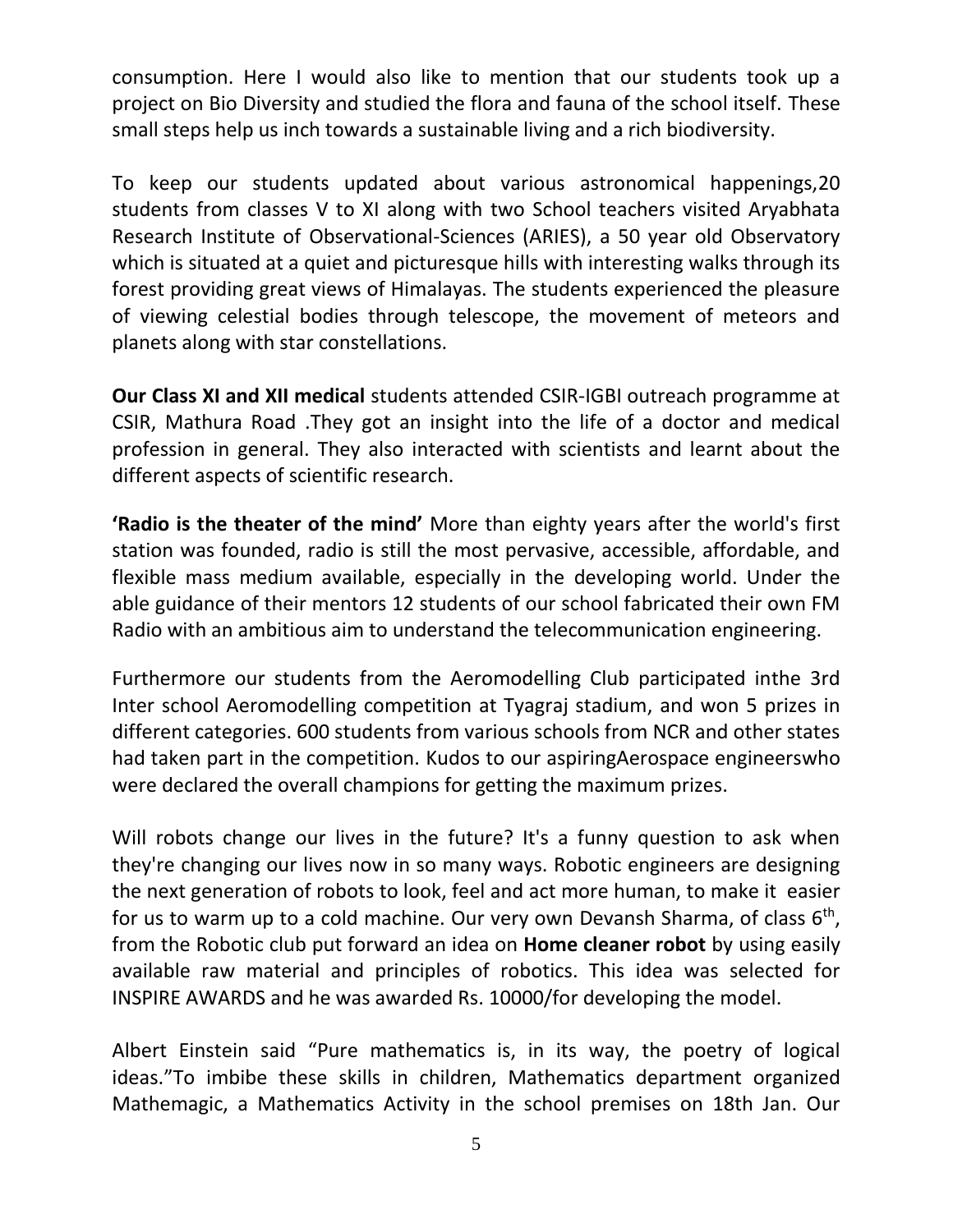consumption. Here I would also like to mention that our students took up a project on Bio Diversity and studied the flora and fauna of the school itself. These small steps help us inch towards a sustainable living and a rich biodiversity.

To keep our students updated about various astronomical happenings,20 students from classes V to XI along with two School teachers visited Aryabhata Research Institute of Observational-Sciences (ARIES), a 50 year old Observatory which is situated at a quiet and picturesque hills with interesting walks through its forest providing great views of Himalayas. The students experienced the pleasure of viewing celestial bodies through telescope, the movement of meteors and planets along with star constellations.

**Our Class XI and XII medical** students attended CSIR-IGBI outreach programme at CSIR, Mathura Road .They got an insight into the life of a doctor and medical profession in general. They also interacted with scientists and learnt about the different aspects of scientific research.

**'Radio is the theater of the mind'** More than eighty years after the world's first station was founded, radio is still the most pervasive, accessible, affordable, and flexible mass medium available, especially in the developing world. Under the able guidance of their mentors 12 students of our school fabricated their own FM Radio with an ambitious aim to understand the telecommunication engineering.

Furthermore our students from the Aeromodelling Club participated inthe 3rd Inter school Aeromodelling competition at Tyagraj stadium, and won 5 prizes in different categories. 600 students from various schools from NCR and other states had taken part in the competition. Kudos to our aspiringAerospace engineerswho were declared the overall champions for getting the maximum prizes.

Will robots change our lives in the future? It's a funny question to ask when they're changing our lives now in so many ways. Robotic engineers are designing the next generation of robots to look, feel and act more human, to make it easier for us to warm up to a cold machine. Our very own Devansh Sharma, of class 6th, from the Robotic club put forward an idea on **Home cleaner robot** by using easily available raw material and principles of robotics. This idea was selected for INSPIRE AWARDS and he was awarded Rs. 10000/for developing the model.

Albert Einstein said "Pure mathematics is, in its way, the poetry of logical ideas."To imbibe these skills in children, Mathematics department organized Mathemagic, a Mathematics Activity in the school premises on 18th Jan. Our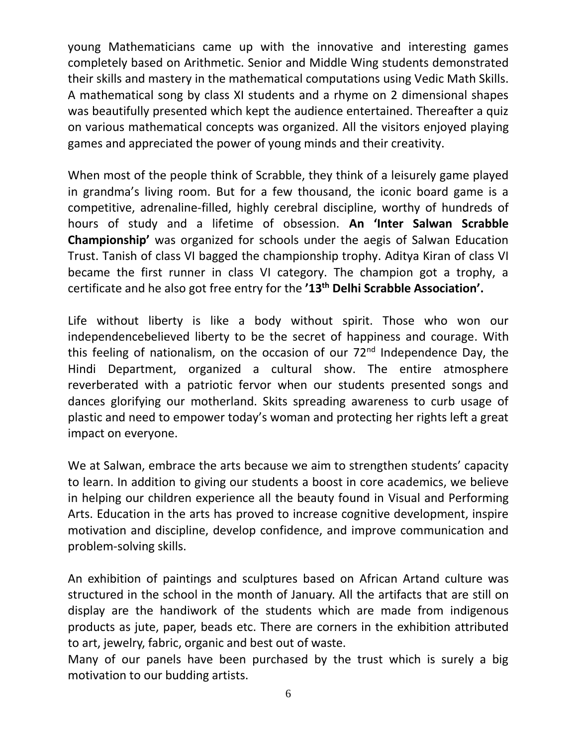young Mathematicians came up with the innovative and interesting games completely based on Arithmetic. Senior and Middle Wing students demonstrated their skills and mastery in the mathematical computations using Vedic Math Skills. A mathematical song by class XI students and a rhyme on 2 dimensional shapes was beautifully presented which kept the audience entertained. Thereafter a quiz on various mathematical concepts was organized. All the visitors enjoyed playing games and appreciated the power of young minds and their creativity.

When most of the people think of Scrabble, they think of a leisurely game played in grandma's living room. But for a few thousand, the iconic board game is a competitive, adrenaline-filled, highly cerebral discipline, worthy of hundreds of hours of study and a lifetime of obsession. **An 'Inter Salwan Scrabble Championship'** was organized for schools under the aegis of Salwan Education Trust. Tanish of class VI bagged the championship trophy. Aditya Kiran of class VI became the first runner in class VI category. The champion got a trophy, a certificate and he also got free entry for the **'13th Delhi Scrabble Association'.**

Life without liberty is like a body without spirit. Those who won our independencebelieved liberty to be the secret of happiness and courage. With this feeling of nationalism, on the occasion of our 72nd Independence Day, the Hindi Department, organized a cultural show. The entire atmosphere reverberated with a patriotic fervor when our students presented songs and dances glorifying our motherland. Skits spreading awareness to curb usage of plastic and need to empower today's woman and protecting her rights left a great impact on everyone.

We at Salwan, embrace the arts because we aim to strengthen students' capacity to learn. In addition to giving our students a boost in core academics, we believe in helping our children experience all the beauty found in Visual and Performing Arts. Education in the arts has proved to increase cognitive development, inspire motivation and discipline, develop confidence, and improve communication and problem-solving skills.

An exhibition of paintings and sculptures based on African Artand culture was structured in the school in the month of January. All the artifacts that are still on display are the handiwork of the students which are made from indigenous products as jute, paper, beads etc. There are corners in the exhibition attributed to art, jewelry, fabric, organic and best out of waste.

Many of our panels have been purchased by the trust which is surely a big motivation to our budding artists.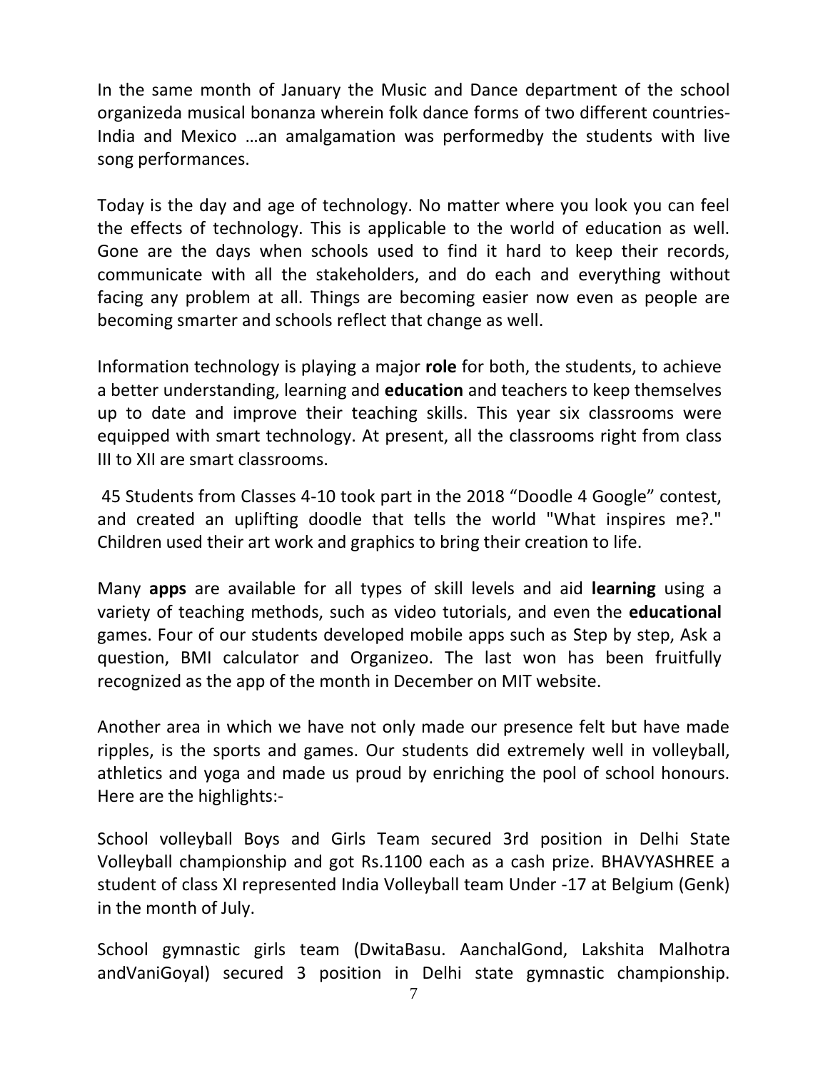In the same month of January the Music and Dance department of the school organizeda musical bonanza wherein folk dance forms of two different countries- India and Mexico …an amalgamation was performedby the students with live song performances.

Today is the day and age of technology. No matter where you look you can feel the effects of technology. This is applicable to the world of education as well. Gone are the days when schools used to find it hard to keep their records, communicate with all the stakeholders, and do each and everything without facing any problem at all. Things are becoming easier now even as people are becoming smarter and schools reflect that change as well.

Information technology is playing a major **role** for both, the students, to achieve a better understanding, learning and **education** and teachers to keep themselves up to date and improve their teaching skills. This year six classrooms were equipped with smart technology. At present, all the classrooms right from class III to XII are smart classrooms.

45 Students from Classes 4-10 took part in the 2018 “Doodle 4 Google” contest, and created an uplifting doodle that tells the world "What inspires me?." Children used their art work and graphics to bring their creation to life.

Many **apps** are available for all types of skill levels and aid **learning** using a variety of teaching methods, such as video tutorials, and even the **educational** games. Four of our students developed mobile apps such as Step by step, Ask a question, BMI calculator and Organizeo. The last won has been fruitfully recognized as the app of the month in December on MIT website.

Another area in which we have not only made our presence felt but have made ripples, is the sports and games. Our students did extremely well in volleyball, athletics and yoga and made us proud by enriching the pool of school honours. Here are the highlights:-

School volleyball Boys and Girls Team secured 3rd position in Delhi State Volleyball championship and got Rs.1100 each as a cash prize. BHAVYASHREE a student of class XI represented India Volleyball team Under -17 at Belgium (Genk) in the month of July.

School gymnastic girls team (DwitaBasu. AanchalGond, Lakshita Malhotra andVaniGoyal) secured 3 position in Delhi state gymnastic championship.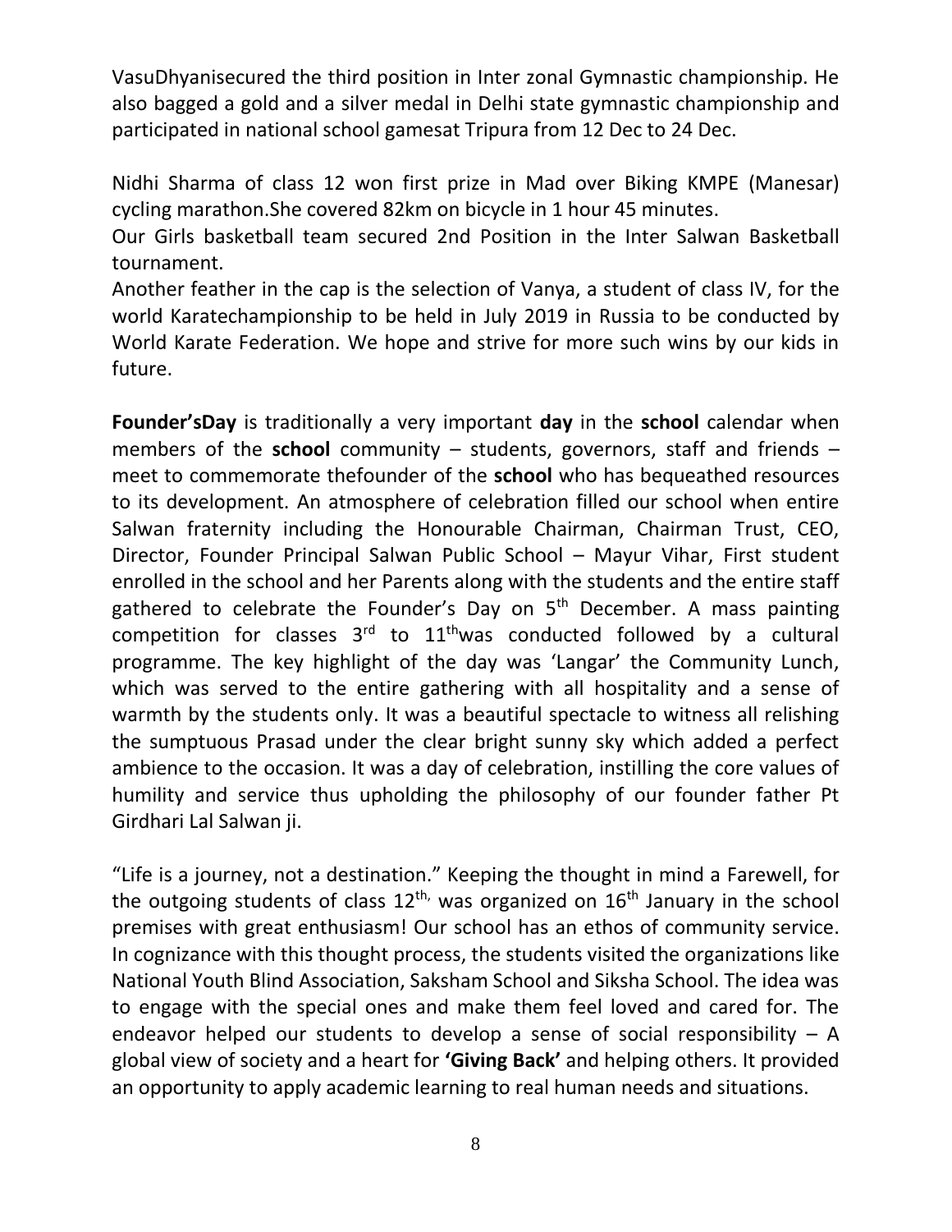VasuDhyanisecured the third position in Inter zonal Gymnastic championship. He also bagged a gold and a silver medal in Delhi state gymnastic championship and participated in national school gamesat Tripura from 12 Dec to 24 Dec.

Nidhi Sharma of class 12 won first prize in Mad over Biking KMPE (Manesar) cycling marathon.She covered 82km on bicycle in 1 hour 45 minutes.
Our Girls basketball team secured 2nd Position in the Inter Salwan Basketball tournament.
Another feather in the cap is the selection of Vanya, a student of class IV, for the world Karatechampionship to be held in July 2019 in Russia to be conducted by World Karate Federation. We hope and strive for more such wins by our kids in future.

**Founder'sDay** is traditionally a very important **day** in the **school** calendar when members of the **school** community – students, governors, staff and friends – meet to commemorate thefounder of the **school** who has bequeathed resources to its development. An atmosphere of celebration filled our school when entire Salwan fraternity including the Honourable Chairman, Chairman Trust, CEO, Director, Founder Principal Salwan Public School – Mayur Vihar, First student enrolled in the school and her Parents along with the students and the entire staff gathered to celebrate the Founder's Day on 5th December. A mass painting competition for classes 3rd to 11thwas conducted followed by a cultural programme. The key highlight of the day was 'Langar' the Community Lunch, which was served to the entire gathering with all hospitality and a sense of warmth by the students only. It was a beautiful spectacle to witness all relishing the sumptuous Prasad under the clear bright sunny sky which added a perfect ambience to the occasion. It was a day of celebration, instilling the core values of humility and service thus upholding the philosophy of our founder father Pt Girdhari Lal Salwan ji.

"Life is a journey, not a destination." Keeping the thought in mind a Farewell, for the outgoing students of class 12th, was organized on 16th January in the school premises with great enthusiasm! Our school has an ethos of community service. In cognizance with this thought process, the students visited the organizations like National Youth Blind Association, Saksham School and Siksha School. The idea was to engage with the special ones and make them feel loved and cared for. The endeavor helped our students to develop a sense of social responsibility – A global view of society and a heart for **'Giving Back'** and helping others. It provided an opportunity to apply academic learning to real human needs and situations.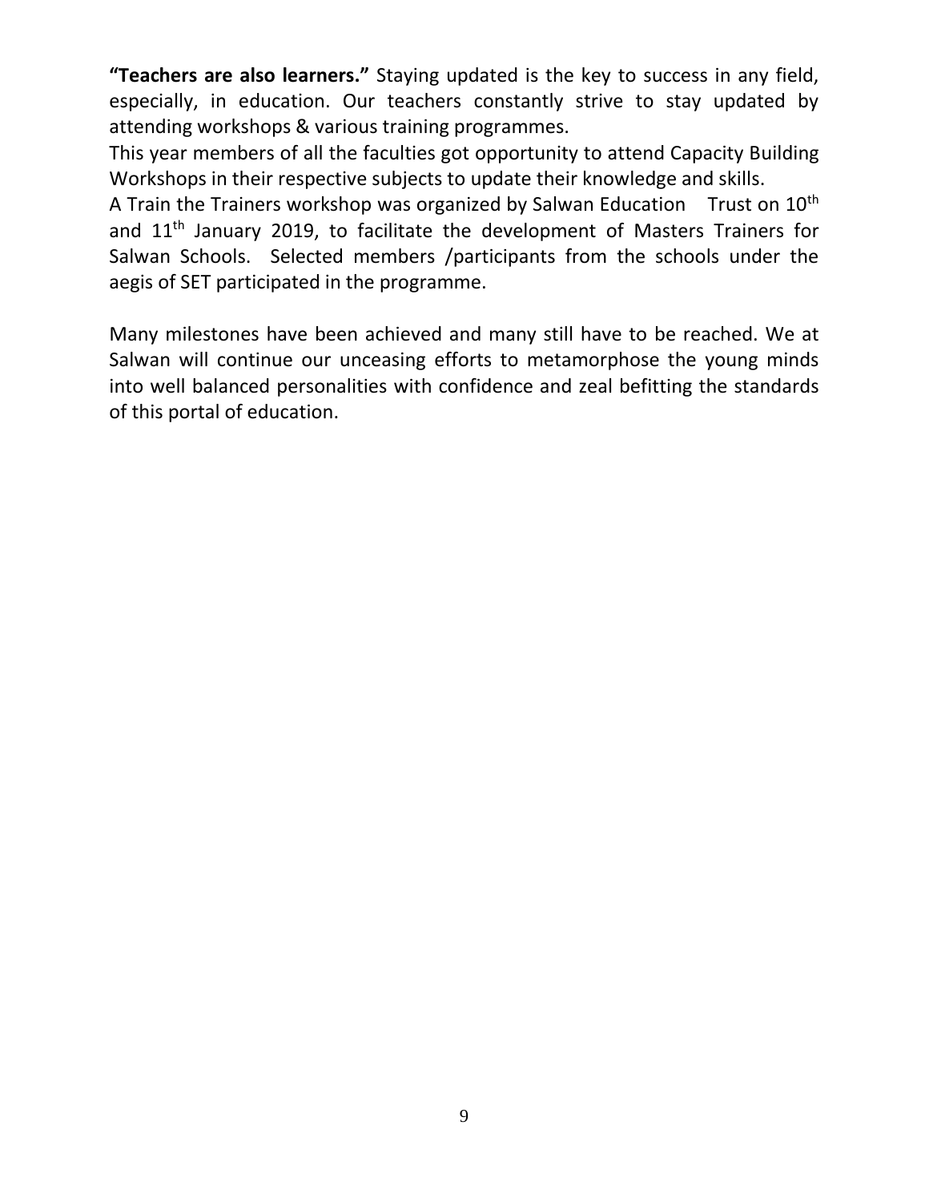**"Teachers are also learners."** Staying updated is the key to success in any field, especially, in education. Our teachers constantly strive to stay updated by attending workshops & various training programmes.

This year members of all the faculties got opportunity to attend Capacity Building Workshops in their respective subjects to update their knowledge and skills.

A Train the Trainers workshop was organized by Salwan Education Trust on 10th and 11th January 2019, to facilitate the development of Masters Trainers for Salwan Schools. Selected members /participants from the schools under the aegis of SET participated in the programme.

Many milestones have been achieved and many still have to be reached. We at Salwan will continue our unceasing efforts to metamorphose the young minds into well balanced personalities with confidence and zeal befitting the standards of this portal of education.